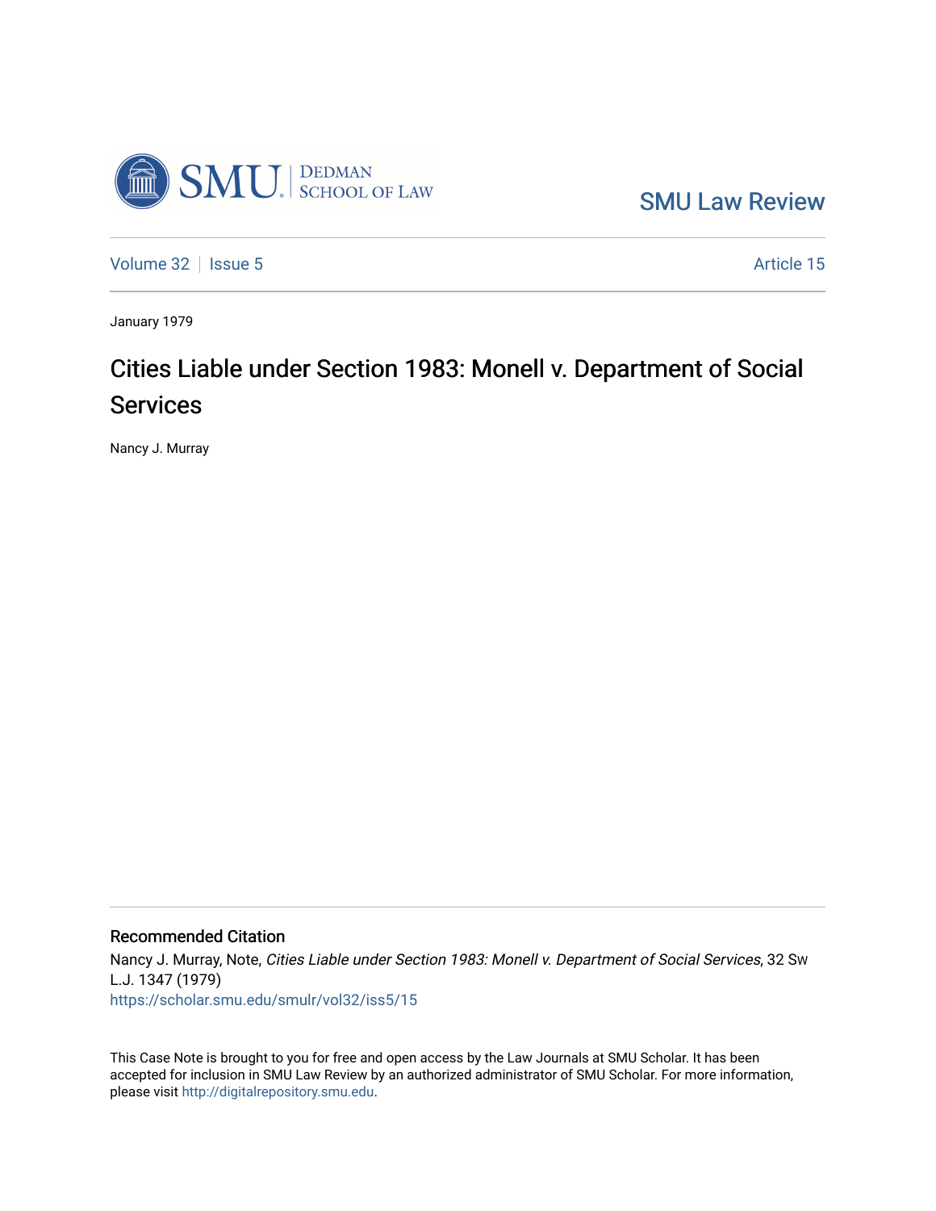SMU Law Review

Volume 32 | Issue 5 | Article 15

January 1979

# Cities Liable under Section 1983: Monell v. Department of Social Services

Nancy J. Murray

## Recommended Citation

Nancy J. Murray, Note, *Cities Liable under Section 1983: Monell v. Department of Social Services*, 32 Sw L.J. 1347 (1979)
https://scholar.smu.edu/smulr/vol32/iss5/15

This Case Note is brought to you for free and open access by the Law Journals at SMU Scholar. It has been accepted for inclusion in SMU Law Review by an authorized administrator of SMU Scholar. For more information, please visit http://digitalrepository.smu.edu.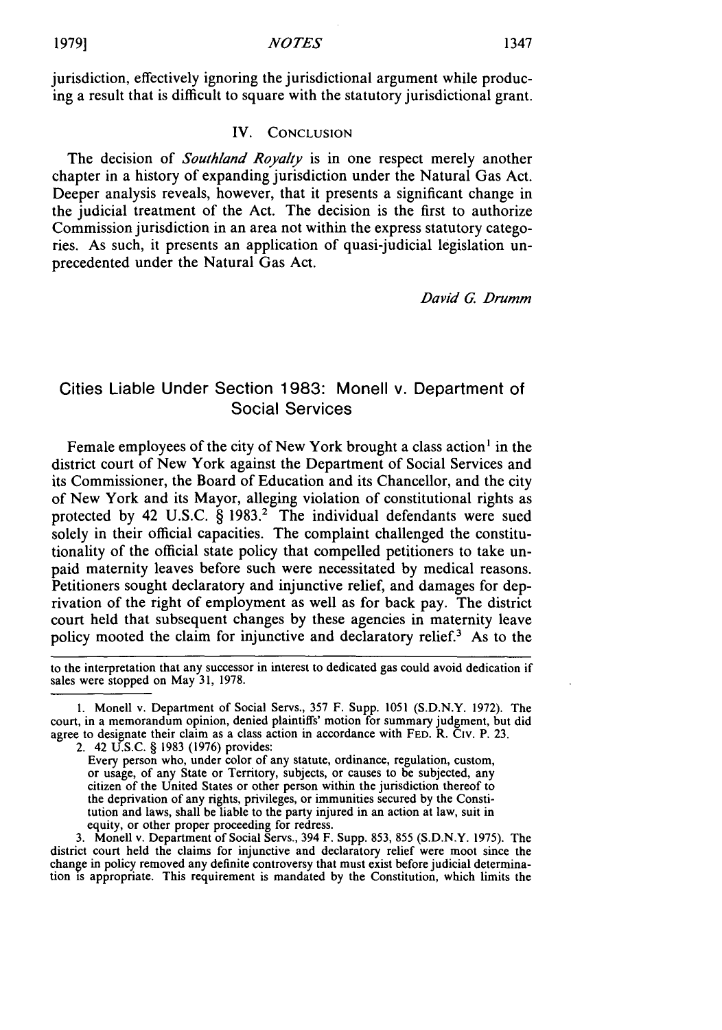jurisdiction, effectively ignoring the jurisdictional argument while producing a result that is difficult to square with the statutory jurisdictional grant.

## IV. CONCLUSION

The decision of *Southland Royalty* is in one respect merely another chapter in a history of expanding jurisdiction under the Natural Gas Act. Deeper analysis reveals, however, that it presents a significant change in the judicial treatment of the Act. The decision is the first to authorize Commission jurisdiction in an area not within the express statutory categories. As such, it presents an application of quasi-judicial legislation unprecedented under the Natural Gas Act.

*David G. Drumm*

# Cities Liable Under Section 1983: Monell v. Department of Social Services

Female employees of the city of New York brought a class action[1] in the district court of New York against the Department of Social Services and its Commissioner, the Board of Education and its Chancellor, and the city of New York and its Mayor, alleging violation of constitutional rights as protected by 42 U.S.C. § 1983.[2] The individual defendants were sued solely in their official capacities. The complaint challenged the constitutionality of the official state policy that compelled petitioners to take unpaid maternity leaves before such were necessitated by medical reasons. Petitioners sought declaratory and injunctive relief, and damages for deprivation of the right of employment as well as for back pay. The district court held that subsequent changes by these agencies in maternity leave policy mooted the claim for injunctive and declaratory relief.[3] As to the

---

to the interpretation that any successor in interest to dedicated gas could avoid dedication if sales were stopped on May 31, 1978.

1. Monell v. Department of Social Servs., 357 F. Supp. 1051 (S.D.N.Y. 1972). The court, in a memorandum opinion, denied plaintiffs' motion for summary judgment, but did agree to designate their claim as a class action in accordance with FED. R. CIV. P. 23.

2. 42 U.S.C. § 1983 (1976) provides:

> Every person who, under color of any statute, ordinance, regulation, custom, or usage, of any State or Territory, subjects, or causes to be subjected, any citizen of the United States or other person within the jurisdiction thereof to the deprivation of any rights, privileges, or immunities secured by the Constitution and laws, shall be liable to the party injured in an action at law, suit in equity, or other proper proceeding for redress.

3. Monell v. Department of Social Servs., 394 F. Supp. 853, 855 (S.D.N.Y. 1975). The district court held the claims for injunctive and declaratory relief were moot since the change in policy removed any definite controversy that must exist before judicial determination is appropriate. This requirement is mandated by the Constitution, which limits the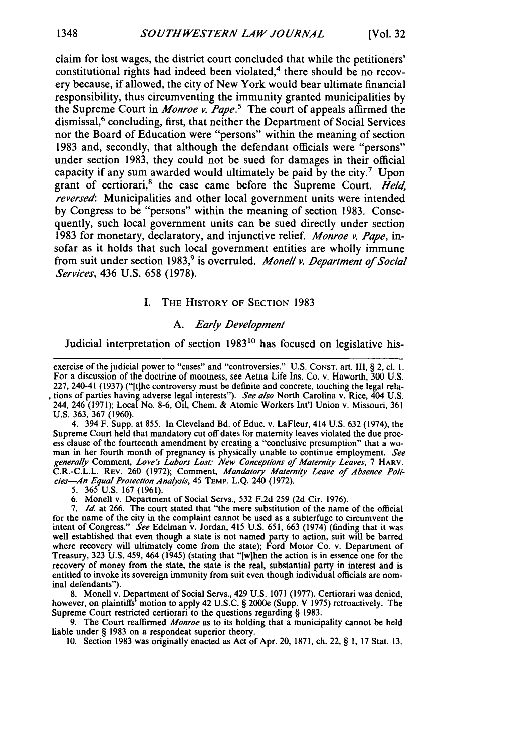claim for lost wages, the district court concluded that while the petitioners' constitutional rights had indeed been violated,[4] there should be no recovery because, if allowed, the city of New York would bear ultimate financial responsibility, thus circumventing the immunity granted municipalities by the Supreme Court in *Monroe v. Pape*.[5] The court of appeals affirmed the dismissal,[6] concluding, first, that neither the Department of Social Services nor the Board of Education were "persons" within the meaning of section 1983 and, secondly, that although the defendant officials were "persons" under section 1983, they could not be sued for damages in their official capacity if any sum awarded would ultimately be paid by the city.[7] Upon grant of certiorari,[8] the case came before the Supreme Court. *Held, reversed*: Municipalities and other local government units were intended by Congress to be "persons" within the meaning of section 1983. Consequently, such local government units can be sued directly under section 1983 for monetary, declaratory, and injunctive relief. *Monroe v. Pape*, insofar as it holds that such local government entities are wholly immune from suit under section 1983,[9] is overruled. *Monell v. Department of Social Services*, 436 U.S. 658 (1978).

## I. THE HISTORY OF SECTION 1983

### A. *Early Development*

Judicial interpretation of section 1983[10] has focused on legislative his-

---

exercise of the judicial power to "cases" and "controversies." U.S. CONST. art. III, § 2, cl. 1. For a discussion of the doctrine of mootness, see Aetna Life Ins. Co. v. Haworth, 300 U.S. 227, 240-41 (1937) ("[t]he controversy must be definite and concrete, touching the legal relations of parties having adverse legal interests"). *See also* North Carolina v. Rice, 404 U.S. 244, 246 (1971); Local No. 8-6, Oil, Chem. & Atomic Workers Int'l Union v. Missouri, 361 U.S. 363, 367 (1960).

4. 394 F. Supp. at 855. In Cleveland Bd. of Educ. v. LaFleur, 414 U.S. 632 (1974), the Supreme Court held that mandatory cut off dates for maternity leaves violated the due process clause of the fourteenth amendment by creating a "conclusive presumption" that a woman in her fourth month of pregnancy is physically unable to continue employment. *See generally* Comment, *Love's Labors Lost: New Conceptions of Maternity Leaves*, 7 HARV. C.R.-C.L.L. REV. 260 (1972); Comment, *Mandatory Maternity Leave of Absence Policies—An Equal Protection Analysis*, 45 TEMP. L.Q. 240 (1972).

5. 365 U.S. 167 (1961).

6. Monell v. Department of Social Servs., 532 F.2d 259 (2d Cir. 1976).

7. *Id.* at 266. The court stated that "the mere substitution of the name of the official for the name of the city in the complaint cannot be used as a subterfuge to circumvent the intent of Congress." *See* Edelman v. Jordan, 415 U.S. 651, 663 (1974) (finding that it was well established that even though a state is not named party to action, suit will be barred where recovery will ultimately come from the state); Ford Motor Co. v. Department of Treasury, 323 U.S. 459, 464 (1945) (stating that "[w]hen the action is in essence one for the recovery of money from the state, the state is the real, substantial party in interest and is entitled to invoke its sovereign immunity from suit even though individual officials are nominal defendants").

8. Monell v. Department of Social Servs., 429 U.S. 1071 (1977). Certiorari was denied, however, on plaintiffs' motion to apply 42 U.S.C. § 2000e (Supp. V 1975) retroactively. The Supreme Court restricted certiorari to the questions regarding § 1983.

9. The Court reaffirmed *Monroe* as to its holding that a municipality cannot be held liable under § 1983 on a respondeat superior theory.

10. Section 1983 was originally enacted as Act of Apr. 20, 1871, ch. 22, § 1, 17 Stat. 13.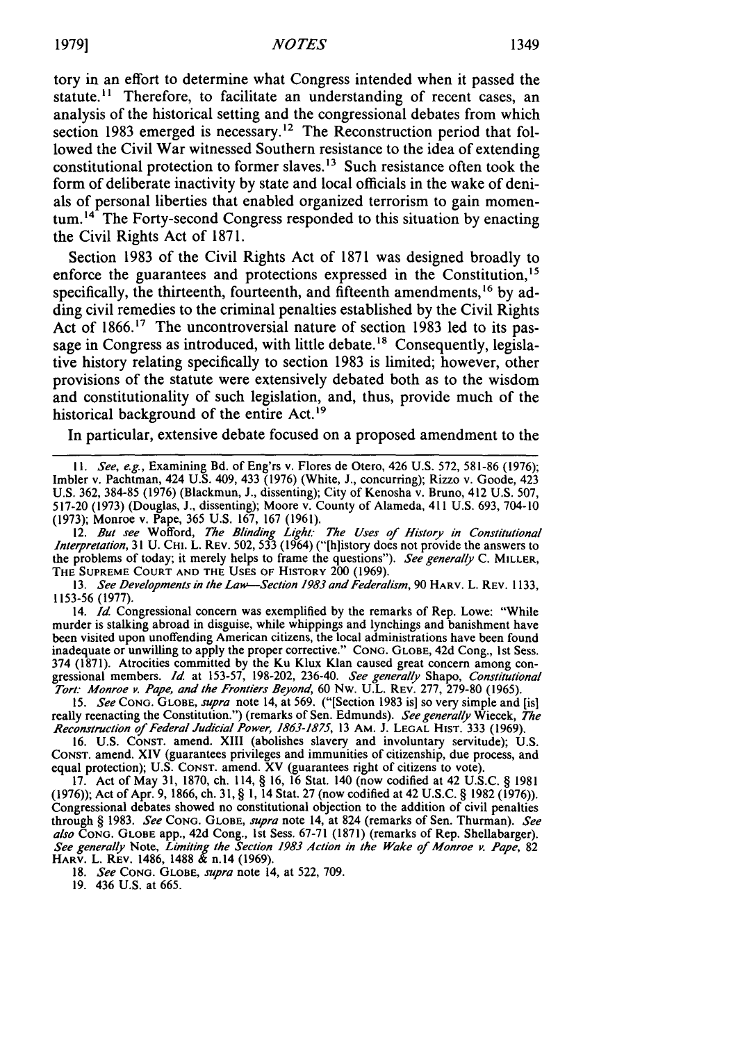tory in an effort to determine what Congress intended when it passed the statute.[11] Therefore, to facilitate an understanding of recent cases, an analysis of the historical setting and the congressional debates from which section 1983 emerged is necessary.[12] The Reconstruction period that followed the Civil War witnessed Southern resistance to the idea of extending constitutional protection to former slaves.[13] Such resistance often took the form of deliberate inactivity by state and local officials in the wake of denials of personal liberties that enabled organized terrorism to gain momentum.[14] The Forty-second Congress responded to this situation by enacting the Civil Rights Act of 1871.

Section 1983 of the Civil Rights Act of 1871 was designed broadly to enforce the guarantees and protections expressed in the Constitution,[15] specifically, the thirteenth, fourteenth, and fifteenth amendments,[16] by adding civil remedies to the criminal penalties established by the Civil Rights Act of 1866.[17] The uncontroversial nature of section 1983 led to its passage in Congress as introduced, with little debate.[18] Consequently, legislative history relating specifically to section 1983 is limited; however, other provisions of the statute were extensively debated both as to the wisdom and constitutionality of such legislation, and, thus, provide much of the historical background of the entire Act.[19]

In particular, extensive debate focused on a proposed amendment to the

---

11. *See, e.g.*, Examining Bd. of Eng'rs v. Flores de Otero, 426 U.S. 572, 581-86 (1976); Imbler v. Pachtman, 424 U.S. 409, 433 (1976) (White, J., concurring); Rizzo v. Goode, 423 U.S. 362, 384-85 (1976) (Blackmun, J., dissenting); City of Kenosha v. Bruno, 412 U.S. 507, 517-20 (1973) (Douglas, J., dissenting); Moore v. County of Alameda, 411 U.S. 693, 704-10 (1973); Monroe v. Pape, 365 U.S. 167, 167 (1961).

12. *But see* Wofford, *The Blinding Light: The Uses of History in Constitutional Interpretation*, 31 U. CHI. L. REV. 502, 533 (1964) ("[h]istory does not provide the answers to the problems of today; it merely helps to frame the questions"). *See generally* C. MILLER, THE SUPREME COURT AND THE USES OF HISTORY 200 (1969).

13. *See Developments in the Law—Section 1983 and Federalism*, 90 HARV. L. REV. 1133, 1153-56 (1977).

14. *Id.* Congressional concern was exemplified by the remarks of Rep. Lowe: "While murder is stalking abroad in disguise, while whippings and lynchings and banishment have been visited upon unoffending American citizens, the local administrations have been found inadequate or unwilling to apply the proper corrective." CONG. GLOBE, 42d Cong., 1st Sess. 374 (1871). Atrocities committed by the Ku Klux Klan caused great concern among congressional members. *Id.* at 153-57, 198-202, 236-40. *See generally* Shapo, *Constitutional Tort: Monroe v. Pape, and the Frontiers Beyond*, 60 NW. U.L. REV. 277, 279-80 (1965).

15. *See* CONG. GLOBE, *supra* note 14, at 569. ("[Section 1983 is] so very simple and [is] really reenacting the Constitution.") (remarks of Sen. Edmunds). *See generally* Wiecek, *The Reconstruction of Federal Judicial Power, 1863-1875*, 13 AM. J. LEGAL HIST. 333 (1969).

16. U.S. CONST. amend. XIII (abolishes slavery and involuntary servitude); U.S. CONST. amend. XIV (guarantees privileges and immunities of citizenship, due process, and equal protection); U.S. CONST. amend. XV (guarantees right of citizens to vote).

17. Act of May 31, 1870, ch. 114, § 16, 16 Stat. 140 (now codified at 42 U.S.C. § 1981 (1976)); Act of Apr. 9, 1866, ch. 31, § 1, 14 Stat. 27 (now codified at 42 U.S.C. § 1982 (1976)). Congressional debates showed no constitutional objection to the addition of civil penalties through § 1983. *See* CONG. GLOBE, *supra* note 14, at 824 (remarks of Sen. Thurman). *See also* CONG. GLOBE app., 42d Cong., 1st Sess. 67-71 (1871) (remarks of Rep. Shellabarger). *See generally* Note, *Limiting the Section 1983 Action in the Wake of Monroe v. Pape*, 82 HARV. L. REV. 1486, 1488 & n.14 (1969).

18. *See* CONG. GLOBE, *supra* note 14, at 522, 709.

19. 436 U.S. at 665.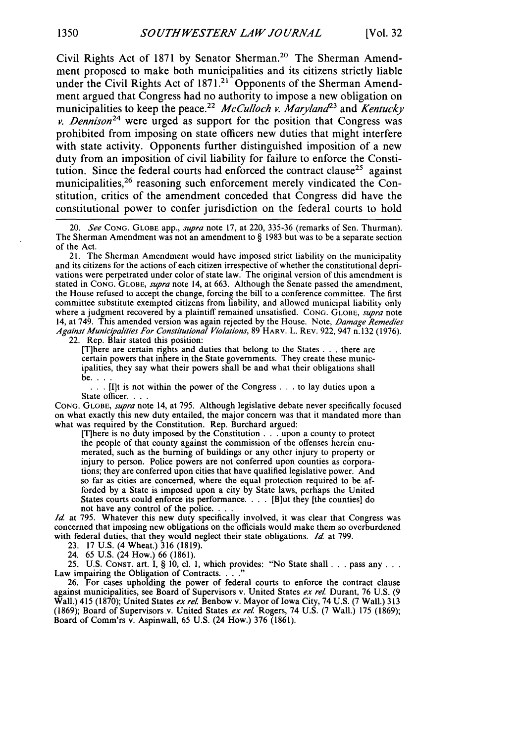Civil Rights Act of 1871 by Senator Sherman.[20] The Sherman Amendment proposed to make both municipalities and its citizens strictly liable under the Civil Rights Act of 1871.[21] Opponents of the Sherman Amendment argued that Congress had no authority to impose a new obligation on municipalities to keep the peace.[22] *McCulloch v. Maryland*[23] and *Kentucky v. Dennison*[24] were urged as support for the position that Congress was prohibited from imposing on state officers new duties that might interfere with state activity. Opponents further distinguished imposition of a new duty from an imposition of civil liability for failure to enforce the Constitution. Since the federal courts had enforced the contract clause[25] against municipalities,[26] reasoning such enforcement merely vindicated the Constitution, critics of the amendment conceded that Congress did have the constitutional power to confer jurisdiction on the federal courts to hold

---

20. *See* CONG. GLOBE app., *supra* note 17, at 220, 335-36 (remarks of Sen. Thurman). The Sherman Amendment was not an amendment to § 1983 but was to be a separate section of the Act.

21. The Sherman Amendment would have imposed strict liability on the municipality and its citizens for the actions of each citizen irrespective of whether the constitutional deprivations were perpetrated under color of state law. The original version of this amendment is stated in CONG. GLOBE, *supra* note 14, at 663. Although the Senate passed the amendment, the House refused to accept the change, forcing the bill to a conference committee. The first committee substitute exempted citizens from liability, and allowed municipal liability only where a judgment recovered by a plaintiff remained unsatisfied. CONG. GLOBE, *supra* note 14, at 749. This amended version was again rejected by the House. Note, *Damage Remedies Against Municipalities For Constitutional Violations*, 89 HARV. L. REV. 922, 947 n.132 (1976).

22. Rep. Blair stated this position:

> [T]here are certain rights and duties that belong to the States . . . there are certain powers that inhere in the State governments. They create these municipalities, they say what their powers shall be and what their obligations shall be. . . .
>
> . . . [I]t is not within the power of the Congress . . . to lay duties upon a State officer. . . .

CONG. GLOBE, *supra* note 14, at 795. Although legislative debate never specifically focused on what exactly this new duty entailed, the major concern was that it mandated more than what was required by the Constitution. Rep. Burchard argued:

> [T]here is no duty imposed by the Constitution . . . upon a county to protect the people of that county against the commission of the offenses herein enumerated, such as the burning of buildings or any other injury to property or injury to person. Police powers are not conferred upon counties as corporations; they are conferred upon cities that have qualified legislative power. And so far as cities are concerned, where the equal protection required to be afforded by a State is imposed upon a city by State laws, perhaps the United States courts could enforce its performance. . . . [B]ut they [the counties] do not have any control of the police. . . .

*Id.* at 795. Whatever this new duty specifically involved, it was clear that Congress was concerned that imposing new obligations on the officials would make them so overburdened with federal duties, that they would neglect their state obligations. *Id.* at 799.

23. 17 U.S. (4 Wheat.) 316 (1819).

24. 65 U.S. (24 How.) 66 (1861).

25. U.S. CONST. art. I, § 10, cl. 1, which provides: "No State shall . . . pass any . . . Law impairing the Obligation of Contracts. . . ."

26. For cases upholding the power of federal courts to enforce the contract clause against municipalities, see Board of Supervisors v. United States *ex rel.* Durant, 76 U.S. (9 Wall.) 415 (1870); United States *ex rel.* Benbow v. Mayor of Iowa City, 74 U.S. (7 Wall.) 313 (1869); Board of Supervisors v. United States *ex rel.* Rogers, 74 U.S. (7 Wall.) 175 (1869); Board of Comm'rs v. Aspinwall, 65 U.S. (24 How.) 376 (1861).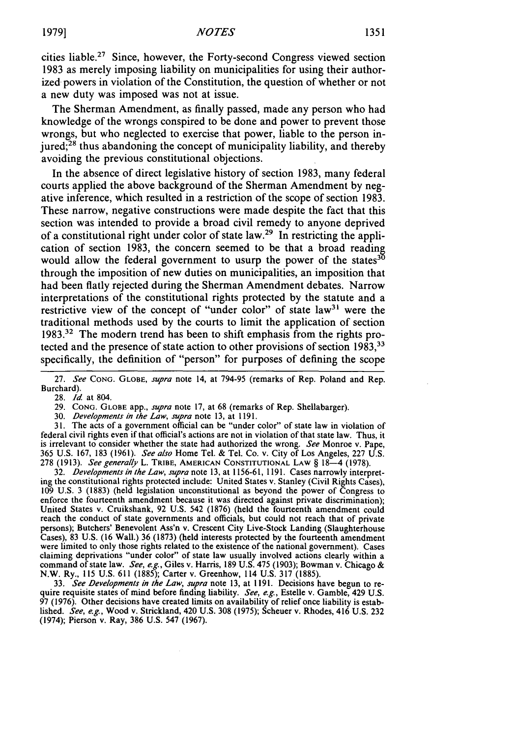cities liable.[27] Since, however, the Forty-second Congress viewed section 1983 as merely imposing liability on municipalities for using their authorized powers in violation of the Constitution, the question of whether or not a new duty was imposed was not at issue.

The Sherman Amendment, as finally passed, made any person who had knowledge of the wrongs conspired to be done and power to prevent those wrongs, but who neglected to exercise that power, liable to the person injured;[28] thus abandoning the concept of municipality liability, and thereby avoiding the previous constitutional objections.

In the absence of direct legislative history of section 1983, many federal courts applied the above background of the Sherman Amendment by negative inference, which resulted in a restriction of the scope of section 1983. These narrow, negative constructions were made despite the fact that this section was intended to provide a broad civil remedy to anyone deprived of a constitutional right under color of state law.[29] In restricting the application of section 1983, the concern seemed to be that a broad reading would allow the federal government to usurp the power of the states[30] through the imposition of new duties on municipalities, an imposition that had been flatly rejected during the Sherman Amendment debates. Narrow interpretations of the constitutional rights protected by the statute and a restrictive view of the concept of "under color" of state law[31] were the traditional methods used by the courts to limit the application of section 1983.[32] The modern trend has been to shift emphasis from the rights protected and the presence of state action to other provisions of section 1983,[33] specifically, the definition of "person" for purposes of defining the scope

---

27. *See* CONG. GLOBE, *supra* note 14, at 794-95 (remarks of Rep. Poland and Rep. Burchard).

28. *Id.* at 804.

29. CONG. GLOBE app., *supra* note 17, at 68 (remarks of Rep. Shellabarger).

30. *Developments in the Law*, *supra* note 13, at 1191.

31. The acts of a government official can be "under color" of state law in violation of federal civil rights even if that official's actions are not in violation of that state law. Thus, it is irrelevant to consider whether the state had authorized the wrong. *See* Monroe v. Pape, 365 U.S. 167, 183 (1961). *See also* Home Tel. & Tel. Co. v. City of Los Angeles, 227 U.S. 278 (1913). *See generally* L. TRIBE, AMERICAN CONSTITUTIONAL LAW § 18—4 (1978).

32. *Developments in the Law*, *supra* note 13, at 1156-61, 1191. Cases narrowly interpreting the constitutional rights protected include: United States v. Stanley (Civil Rights Cases), 109 U.S. 3 (1883) (held legislation unconstitutional as beyond the power of Congress to enforce the fourteenth amendment because it was directed against private discrimination); United States v. Cruikshank, 92 U.S. 542 (1876) (held the fourteenth amendment could reach the conduct of state governments and officials, but could not reach that of private persons); Butchers' Benevolent Ass'n v. Crescent City Live-Stock Landing (Slaughterhouse Cases), 83 U.S. (16 Wall.) 36 (1873) (held interests protected by the fourteenth amendment were limited to only those rights related to the existence of the national government). Cases claiming deprivations "under color" of state law usually involved actions clearly within a command of state law. *See, e.g.*, Giles v. Harris, 189 U.S. 475 (1903); Bowman v. Chicago & N.W. Ry., 115 U.S. 611 (1885); Carter v. Greenhow, 114 U.S. 317 (1885).

33. *See Developments in the Law*, *supra* note 13, at 1191. Decisions have begun to require requisite states of mind before finding liability. *See, e.g.*, Estelle v. Gamble, 429 U.S. 97 (1976). Other decisions have created limits on availability of relief once liability is established. *See, e.g.*, Wood v. Strickland, 420 U.S. 308 (1975); Scheuer v. Rhodes, 416 U.S. 232 (1974); Pierson v. Ray, 386 U.S. 547 (1967).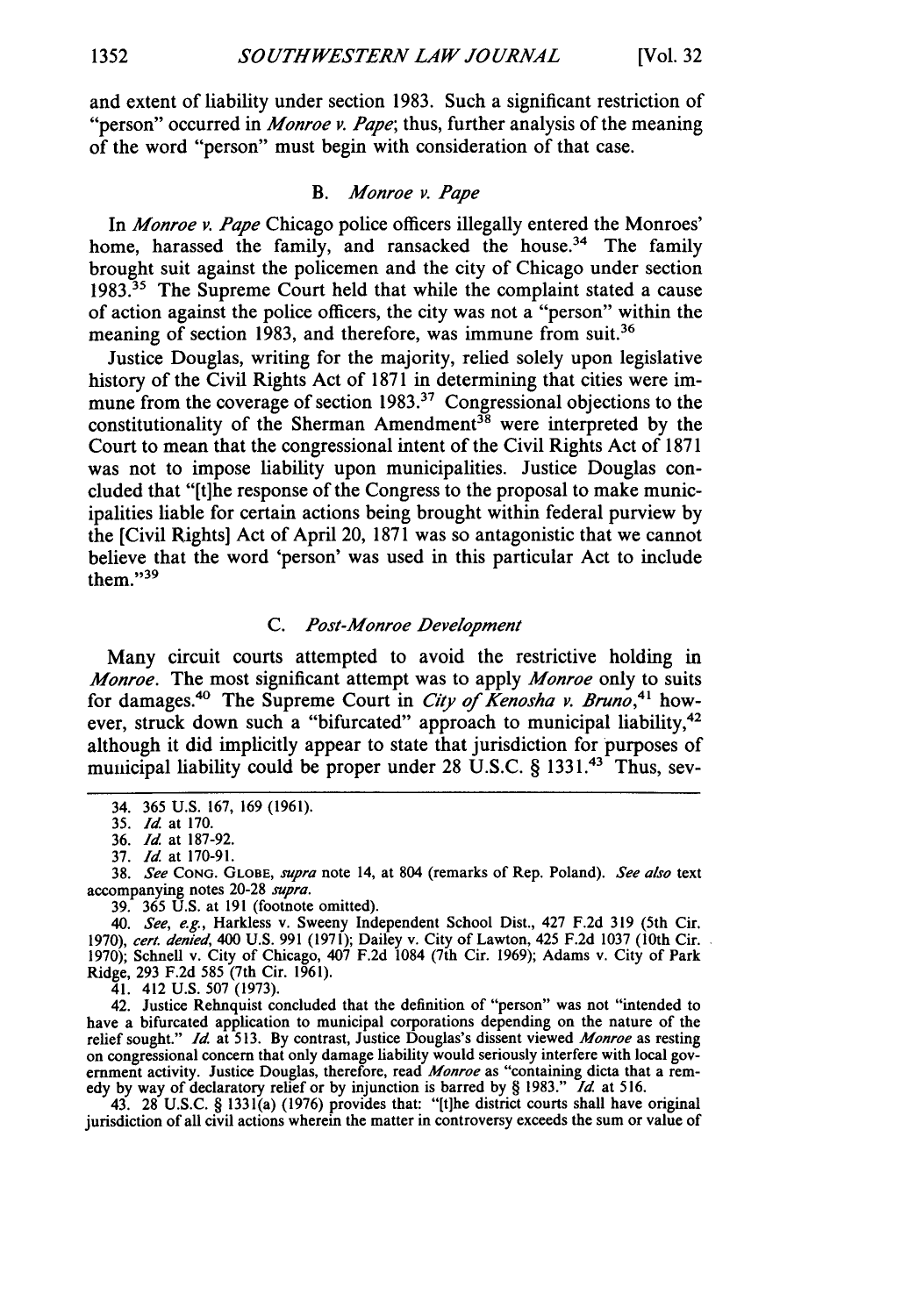and extent of liability under section 1983. Such a significant restriction of "person" occurred in *Monroe v. Pape*; thus, further analysis of the meaning of the word "person" must begin with consideration of that case.

### B. *Monroe v. Pape*

In *Monroe v. Pape* Chicago police officers illegally entered the Monroes' home, harassed the family, and ransacked the house.[34] The family brought suit against the policemen and the city of Chicago under section 1983.[35] The Supreme Court held that while the complaint stated a cause of action against the police officers, the city was not a "person" within the meaning of section 1983, and therefore, was immune from suit.[36]

Justice Douglas, writing for the majority, relied solely upon legislative history of the Civil Rights Act of 1871 in determining that cities were immune from the coverage of section 1983.[37] Congressional objections to the constitutionality of the Sherman Amendment[38] were interpreted by the Court to mean that the congressional intent of the Civil Rights Act of 1871 was not to impose liability upon municipalities. Justice Douglas concluded that "[t]he response of the Congress to the proposal to make municipalities liable for certain actions being brought within federal purview by the [Civil Rights] Act of April 20, 1871 was so antagonistic that we cannot believe that the word 'person' was used in this particular Act to include them."[39]

### C. *Post-Monroe Development*

Many circuit courts attempted to avoid the restrictive holding in *Monroe*. The most significant attempt was to apply *Monroe* only to suits for damages.[40] The Supreme Court in *City of Kenosha v. Bruno*,[41] however, struck down such a "bifurcated" approach to municipal liability,[42] although it did implicitly appear to state that jurisdiction for purposes of municipal liability could be proper under 28 U.S.C. § 1331.[43] Thus, sev-

---

34. 365 U.S. 167, 169 (1961).

35. *Id.* at 170.

36. *Id.* at 187-92.

37. *Id.* at 170-91.

38. *See* CONG. GLOBE, *supra* note 14, at 804 (remarks of Rep. Poland). *See also* text accompanying notes 20-28 *supra*.

39. 365 U.S. at 191 (footnote omitted).

40. *See, e.g.*, Harkless v. Sweeny Independent School Dist., 427 F.2d 319 (5th Cir. 1970), *cert. denied*, 400 U.S. 991 (1971); Dailey v. City of Lawton, 425 F.2d 1037 (10th Cir. 1970); Schnell v. City of Chicago, 407 F.2d 1084 (7th Cir. 1969); Adams v. City of Park Ridge, 293 F.2d 585 (7th Cir. 1961).

41. 412 U.S. 507 (1973).

42. Justice Rehnquist concluded that the definition of "person" was not "intended to have a bifurcated application to municipal corporations depending on the nature of the relief sought." *Id.* at 513. By contrast, Justice Douglas's dissent viewed *Monroe* as resting on congressional concern that only damage liability would seriously interfere with local government activity. Justice Douglas, therefore, read *Monroe* as "containing dicta that a remedy by way of declaratory relief or by injunction is barred by § 1983." *Id.* at 516.

43. 28 U.S.C. § 1331(a) (1976) provides that: "[t]he district courts shall have original jurisdiction of all civil actions wherein the matter in controversy exceeds the sum or value of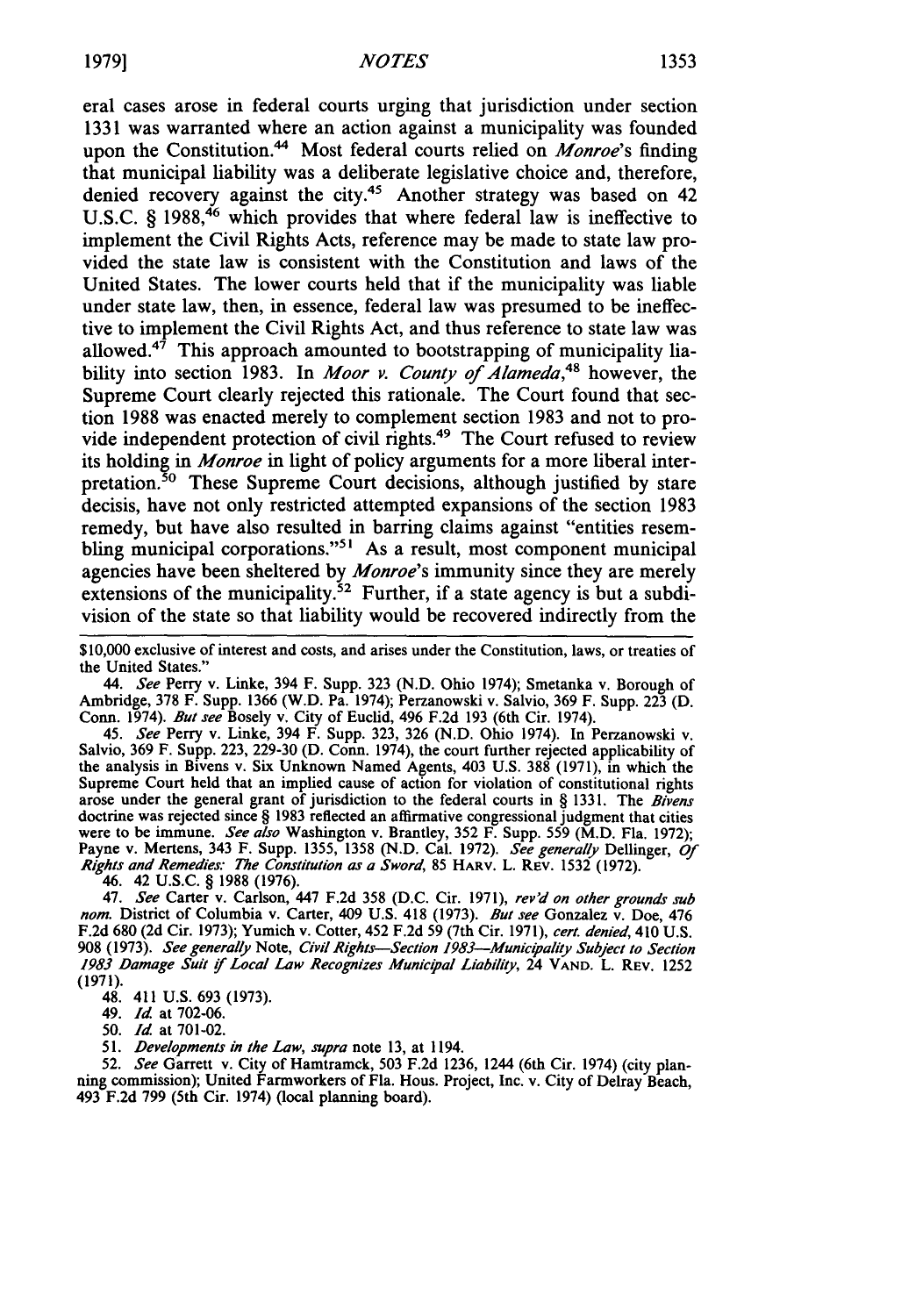eral cases arose in federal courts urging that jurisdiction under section 1331 was warranted where an action against a municipality was founded upon the Constitution.[44] Most federal courts relied on *Monroe*'s finding that municipal liability was a deliberate legislative choice and, therefore, denied recovery against the city.[45] Another strategy was based on 42 U.S.C. § 1988,[46] which provides that where federal law is ineffective to implement the Civil Rights Acts, reference may be made to state law provided the state law is consistent with the Constitution and laws of the United States. The lower courts held that if the municipality was liable under state law, then, in essence, federal law was presumed to be ineffective to implement the Civil Rights Act, and thus reference to state law was allowed.[47] This approach amounted to bootstrapping of municipality liability into section 1983. In *Moor v. County of Alameda*,[48] however, the Supreme Court clearly rejected this rationale. The Court found that section 1988 was enacted merely to complement section 1983 and not to provide independent protection of civil rights.[49] The Court refused to review its holding in *Monroe* in light of policy arguments for a more liberal interpretation.[50] These Supreme Court decisions, although justified by stare decisis, have not only restricted attempted expansions of the section 1983 remedy, but have also resulted in barring claims against "entities resembling municipal corporations."[51] As a result, most component municipal agencies have been sheltered by *Monroe*'s immunity since they are merely extensions of the municipality.[52] Further, if a state agency is but a subdivision of the state so that liability would be recovered indirectly from the

---

$10,000 exclusive of interest and costs, and arises under the Constitution, laws, or treaties of the United States."

44. *See* Perry v. Linke, 394 F. Supp. 323 (N.D. Ohio 1974); Smetanka v. Borough of Ambridge, 378 F. Supp. 1366 (W.D. Pa. 1974); Perzanowski v. Salvio, 369 F. Supp. 223 (D. Conn. 1974). *But see* Bosely v. City of Euclid, 496 F.2d 193 (6th Cir. 1974).

45. *See* Perry v. Linke, 394 F. Supp. 323, 326 (N.D. Ohio 1974). In Perzanowski v. Salvio, 369 F. Supp. 223, 229-30 (D. Conn. 1974), the court further rejected applicability of the analysis in Bivens v. Six Unknown Named Agents, 403 U.S. 388 (1971), in which the Supreme Court held that an implied cause of action for violation of constitutional rights arose under the general grant of jurisdiction to the federal courts in § 1331. The *Bivens* doctrine was rejected since § 1983 reflected an affirmative congressional judgment that cities were to be immune. *See also* Washington v. Brantley, 352 F. Supp. 559 (M.D. Fla. 1972); Payne v. Mertens, 343 F. Supp. 1355, 1358 (N.D. Cal. 1972). *See generally* Dellinger, *Of Rights and Remedies: The Constitution as a Sword*, 85 HARV. L. REV. 1532 (1972).

46. 42 U.S.C. § 1988 (1976).

47. *See* Carter v. Carlson, 447 F.2d 358 (D.C. Cir. 1971), *rev'd on other grounds sub nom.* District of Columbia v. Carter, 409 U.S. 418 (1973). *But see* Gonzalez v. Doe, 476 F.2d 680 (2d Cir. 1973); Yumich v. Cotter, 452 F.2d 59 (7th Cir. 1971), *cert. denied*, 410 U.S. 908 (1973). *See generally* Note, *Civil Rights—Section 1983—Municipality Subject to Section 1983 Damage Suit if Local Law Recognizes Municipal Liability*, 24 VAND. L. REV. 1252 (1971).

48. 411 U.S. 693 (1973).

49. *Id.* at 702-06.

50. *Id.* at 701-02.

51. *Developments in the Law*, *supra* note 13, at 1194.

52. *See* Garrett v. City of Hamtramck, 503 F.2d 1236, 1244 (6th Cir. 1974) (city planning commission); United Farmworkers of Fla. Hous. Project, Inc. v. City of Delray Beach, 493 F.2d 799 (5th Cir. 1974) (local planning board).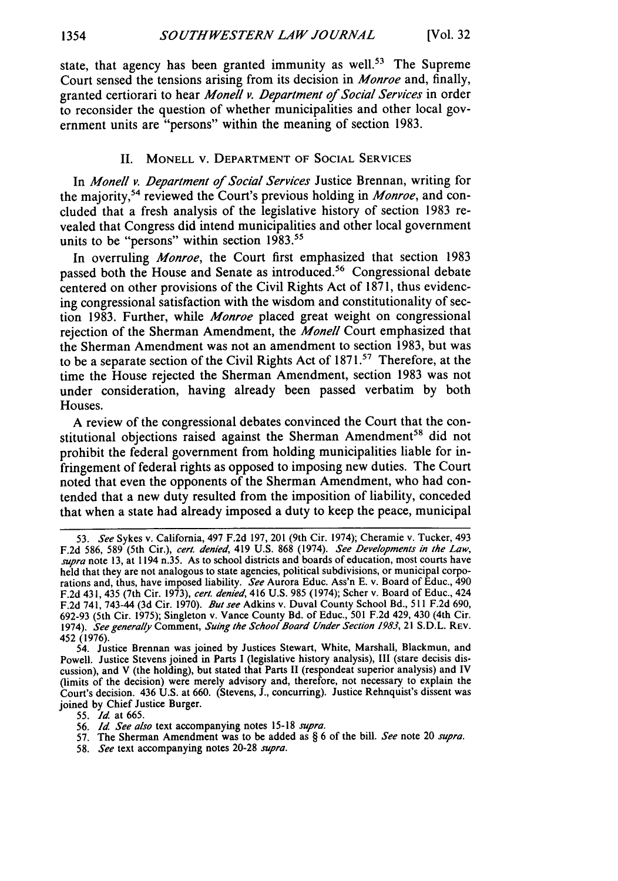state, that agency has been granted immunity as well.[53] The Supreme Court sensed the tensions arising from its decision in *Monroe* and, finally, granted certiorari to hear *Monell v. Department of Social Services* in order to reconsider the question of whether municipalities and other local government units are "persons" within the meaning of section 1983.

## II. Monell v. Department of Social Services

In *Monell v. Department of Social Services* Justice Brennan, writing for the majority,[54] reviewed the Court's previous holding in *Monroe*, and concluded that a fresh analysis of the legislative history of section 1983 revealed that Congress did intend municipalities and other local government units to be "persons" within section 1983.[55]

In overruling *Monroe*, the Court first emphasized that section 1983 passed both the House and Senate as introduced.[56] Congressional debate centered on other provisions of the Civil Rights Act of 1871, thus evidencing congressional satisfaction with the wisdom and constitutionality of section 1983. Further, while *Monroe* placed great weight on congressional rejection of the Sherman Amendment, the *Monell* Court emphasized that the Sherman Amendment was not an amendment to section 1983, but was to be a separate section of the Civil Rights Act of 1871.[57] Therefore, at the time the House rejected the Sherman Amendment, section 1983 was not under consideration, having already been passed verbatim by both Houses.

A review of the congressional debates convinced the Court that the constitutional objections raised against the Sherman Amendment[58] did not prohibit the federal government from holding municipalities liable for infringement of federal rights as opposed to imposing new duties. The Court noted that even the opponents of the Sherman Amendment, who had contended that a new duty resulted from the imposition of liability, conceded that when a state had already imposed a duty to keep the peace, municipal

---

53. *See* Sykes v. California, 497 F.2d 197, 201 (9th Cir. 1974); Cheramie v. Tucker, 493 F.2d 586, 589 (5th Cir.), *cert. denied*, 419 U.S. 868 (1974). *See Developments in the Law*, *supra* note 13, at 1194 n.35. As to school districts and boards of education, most courts have held that they are not analogous to state agencies, political subdivisions, or municipal corporations and, thus, have imposed liability. *See* Aurora Educ. Ass'n E. v. Board of Educ., 490 F.2d 431, 435 (7th Cir. 1973), *cert. denied*, 416 U.S. 985 (1974); Scher v. Board of Educ., 424 F.2d 741, 743-44 (3d Cir. 1970). *But see* Adkins v. Duval County School Bd., 511 F.2d 690, 692-93 (5th Cir. 1975); Singleton v. Vance County Bd. of Educ., 501 F.2d 429, 430 (4th Cir. 1974). *See generally* Comment, *Suing the School Board Under Section 1983*, 21 S.D.L. Rev. 452 (1976).

54. Justice Brennan was joined by Justices Stewart, White, Marshall, Blackmun, and Powell. Justice Stevens joined in Parts I (legislative history analysis), III (stare decisis discussion), and V (the holding), but stated that Parts II (respondeat superior analysis) and IV (limits of the decision) were merely advisory and, therefore, not necessary to explain the Court's decision. 436 U.S. at 660. (Stevens, J., concurring). Justice Rehnquist's dissent was joined by Chief Justice Burger.

55. *Id.* at 665.

56. *Id.* *See also* text accompanying notes 15-18 *supra*.

57. The Sherman Amendment was to be added as § 6 of the bill. *See* note 20 *supra*.

58. *See* text accompanying notes 20-28 *supra*.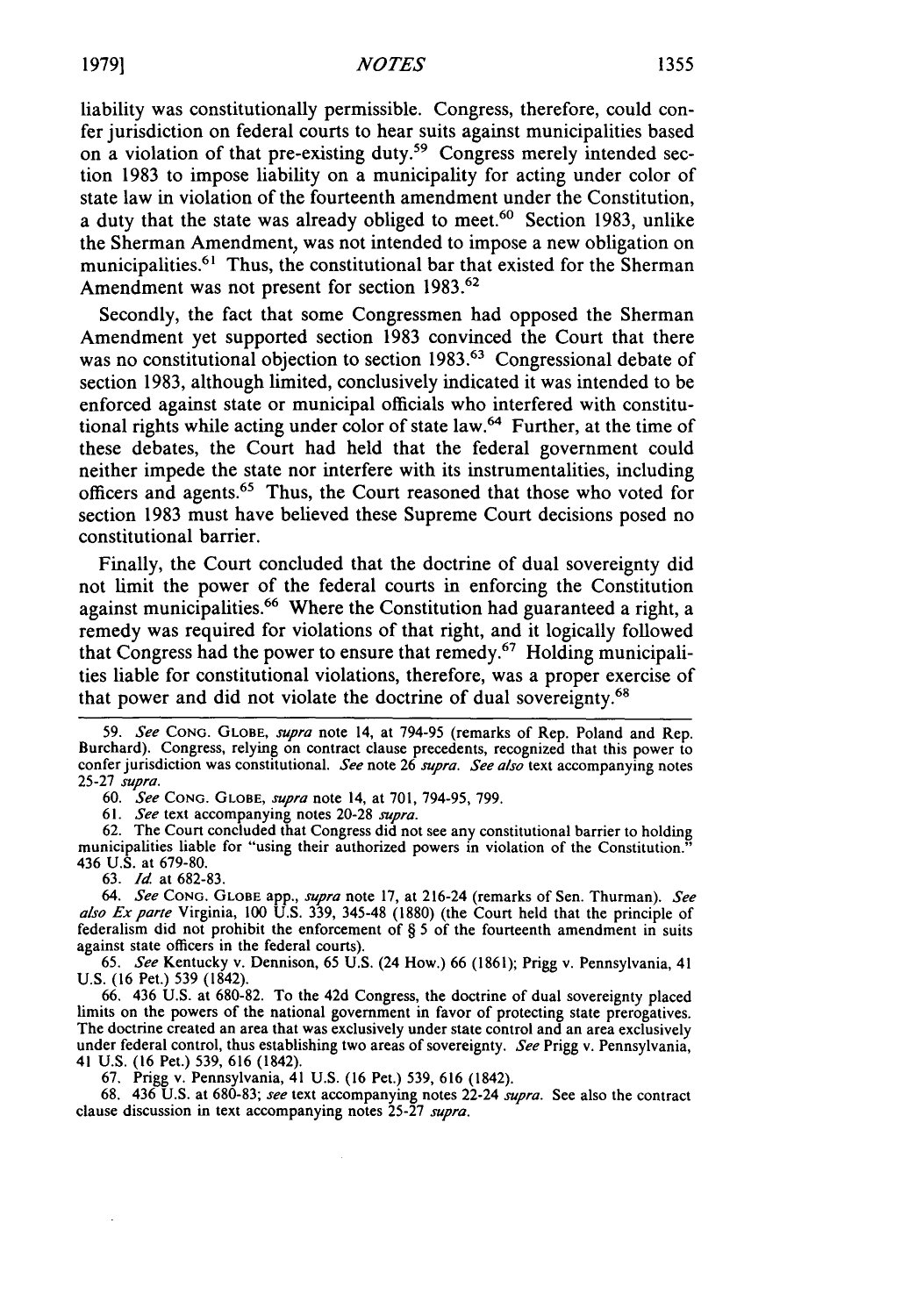liability was constitutionally permissible. Congress, therefore, could confer jurisdiction on federal courts to hear suits against municipalities based on a violation of that pre-existing duty.[59] Congress merely intended section 1983 to impose liability on a municipality for acting under color of state law in violation of the fourteenth amendment under the Constitution, a duty that the state was already obliged to meet.[60] Section 1983, unlike the Sherman Amendment, was not intended to impose a new obligation on municipalities.[61] Thus, the constitutional bar that existed for the Sherman Amendment was not present for section 1983.[62]

Secondly, the fact that some Congressmen had opposed the Sherman Amendment yet supported section 1983 convinced the Court that there was no constitutional objection to section 1983.[63] Congressional debate of section 1983, although limited, conclusively indicated it was intended to be enforced against state or municipal officials who interfered with constitutional rights while acting under color of state law.[64] Further, at the time of these debates, the Court had held that the federal government could neither impede the state nor interfere with its instrumentalities, including officers and agents.[65] Thus, the Court reasoned that those who voted for section 1983 must have believed these Supreme Court decisions posed no constitutional barrier.

Finally, the Court concluded that the doctrine of dual sovereignty did not limit the power of the federal courts in enforcing the Constitution against municipalities.[66] Where the Constitution had guaranteed a right, a remedy was required for violations of that right, and it logically followed that Congress had the power to ensure that remedy.[67] Holding municipalities liable for constitutional violations, therefore, was a proper exercise of that power and did not violate the doctrine of dual sovereignty.[68]

---

59. *See* CONG. GLOBE, *supra* note 14, at 794-95 (remarks of Rep. Poland and Rep. Burchard). Congress, relying on contract clause precedents, recognized that this power to confer jurisdiction was constitutional. *See* note 26 *supra*. *See also* text accompanying notes 25-27 *supra*.

60. *See* CONG. GLOBE, *supra* note 14, at 701, 794-95, 799.

61. *See* text accompanying notes 20-28 *supra*.

62. The Court concluded that Congress did not see any constitutional barrier to holding municipalities liable for "using their authorized powers in violation of the Constitution." 436 U.S. at 679-80.

63. *Id.* at 682-83.

64. *See* CONG. GLOBE app., *supra* note 17, at 216-24 (remarks of Sen. Thurman). *See also Ex parte* Virginia, 100 U.S. 339, 345-48 (1880) (the Court held that the principle of federalism did not prohibit the enforcement of § 5 of the fourteenth amendment in suits against state officers in the federal courts).

65. *See* Kentucky v. Dennison, 65 U.S. (24 How.) 66 (1861); Prigg v. Pennsylvania, 41 U.S. (16 Pet.) 539, 616 (1842).

66. 436 U.S. at 680-82. To the 42d Congress, the doctrine of dual sovereignty placed limits on the powers of the national government in favor of protecting state prerogatives. The doctrine created an area that was exclusively under state control and an area exclusively under federal control, thus establishing two areas of sovereignty. *See* Prigg v. Pennsylvania, 41 U.S. (16 Pet.) 539, 616 (1842).

67. Prigg v. Pennsylvania, 41 U.S. (16 Pet.) 539, 616 (1842).

68. 436 U.S. at 680-83; *see* text accompanying notes 22-24 *supra*. See also the contract clause discussion in text accompanying notes 25-27 *supra*.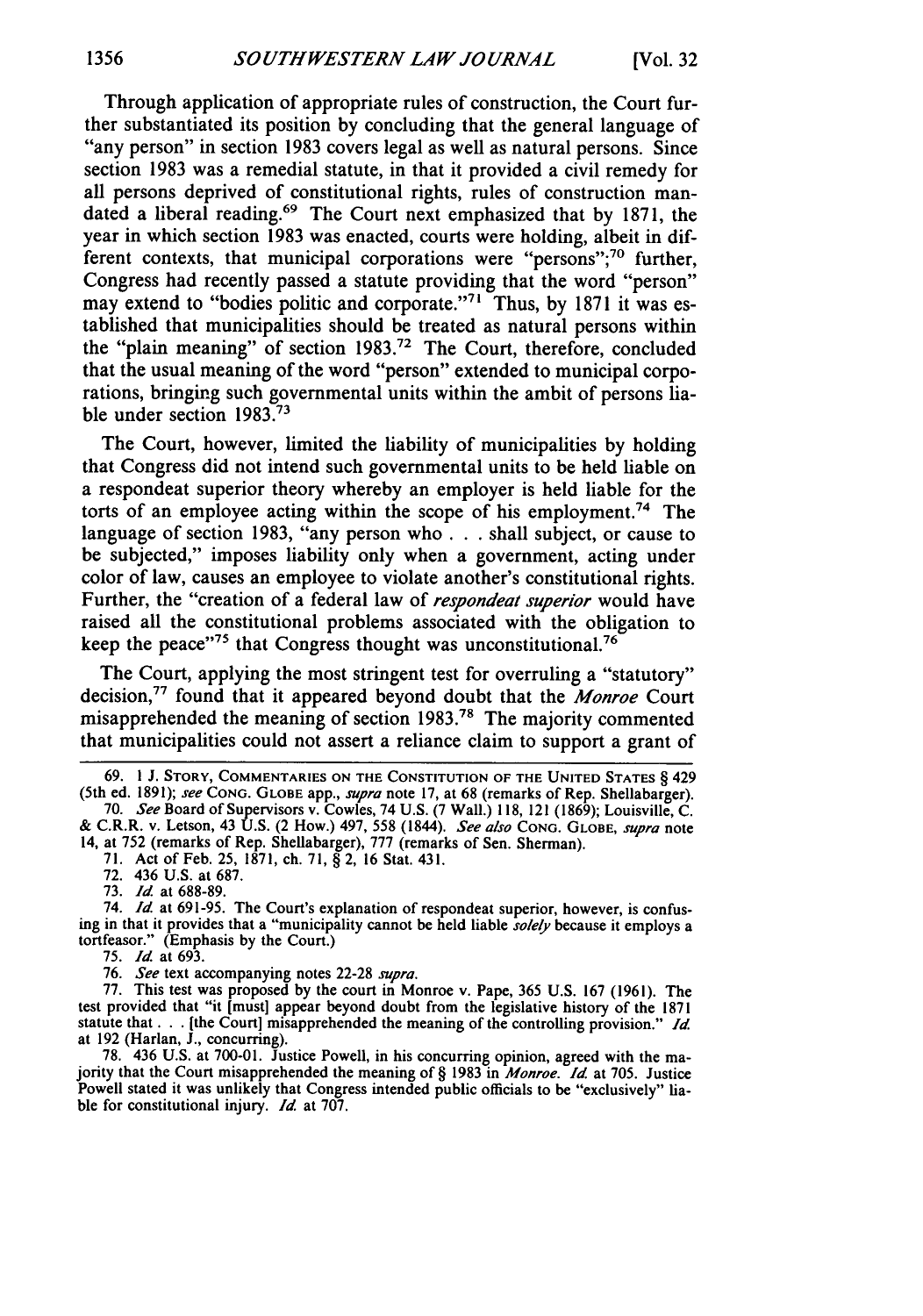Through application of appropriate rules of construction, the Court further substantiated its position by concluding that the general language of "any person" in section 1983 covers legal as well as natural persons. Since section 1983 was a remedial statute, in that it provided a civil remedy for all persons deprived of constitutional rights, rules of construction mandated a liberal reading.[69] The Court next emphasized that by 1871, the year in which section 1983 was enacted, courts were holding, albeit in different contexts, that municipal corporations were "persons";[70] further, Congress had recently passed a statute providing that the word "person" may extend to "bodies politic and corporate."[71] Thus, by 1871 it was established that municipalities should be treated as natural persons within the "plain meaning" of section 1983.[72] The Court, therefore, concluded that the usual meaning of the word "person" extended to municipal corporations, bringing such governmental units within the ambit of persons liable under section 1983.[73]

The Court, however, limited the liability of municipalities by holding that Congress did not intend such governmental units to be held liable on a respondeat superior theory whereby an employer is held liable for the torts of an employee acting within the scope of his employment.[74] The language of section 1983, "any person who . . . shall subject, or cause to be subjected," imposes liability only when a government, acting under color of law, causes an employee to violate another's constitutional rights. Further, the "creation of a federal law of *respondeat superior* would have raised all the constitutional problems associated with the obligation to keep the peace"[75] that Congress thought was unconstitutional.[76]

The Court, applying the most stringent test for overruling a "statutory" decision,[77] found that it appeared beyond doubt that the *Monroe* Court misapprehended the meaning of section 1983.[78] The majority commented that municipalities could not assert a reliance claim to support a grant of

---

69. 1 J. STORY, COMMENTARIES ON THE CONSTITUTION OF THE UNITED STATES § 429 (5th ed. 1891); *see* CONG. GLOBE app., *supra* note 17, at 68 (remarks of Rep. Shellabarger).

70. *See* Board of Supervisors v. Cowles, 74 U.S. (7 Wall.) 118, 121 (1869); Louisville, C. & C.R.R. v. Letson, 43 U.S. (2 How.) 497, 558 (1844). *See also* CONG. GLOBE, *supra* note 14, at 752 (remarks of Rep. Shellabarger), 777 (remarks of Sen. Sherman).

71. Act of Feb. 25, 1871, ch. 71, § 2, 16 Stat. 431.

72. 436 U.S. at 687.

73. *Id.* at 688-89.

74. *Id.* at 691-95. The Court's explanation of respondeat superior, however, is confusing in that it provides that a "municipality cannot be held liable *solely* because it employs a tortfeasor." (Emphasis by the Court.)

75. *Id.* at 693.

76. *See* text accompanying notes 22-28 *supra*.

77. This test was proposed by the court in Monroe v. Pape, 365 U.S. 167 (1961). The test provided that "it [must] appear beyond doubt from the legislative history of the 1871 statute that . . . [the Court] misapprehended the meaning of the controlling provision." *Id.* at 192 (Harlan, J., concurring).

78. 436 U.S. at 700-01. Justice Powell, in his concurring opinion, agreed with the majority that the Court misapprehended the meaning of § 1983 in *Monroe*. *Id.* at 705. Justice Powell stated it was unlikely that Congress intended public officials to be "exclusively" liable for constitutional injury. *Id.* at 707.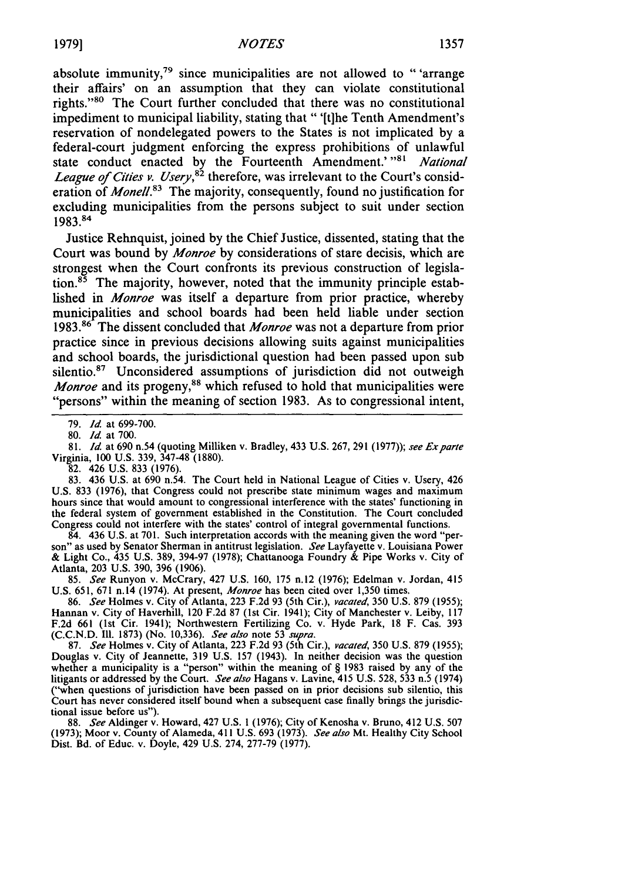absolute immunity,[79] since municipalities are not allowed to " 'arrange their affairs' on an assumption that they can violate constitutional rights."[80] The Court further concluded that there was no constitutional impediment to municipal liability, stating that " '[t]he Tenth Amendment's reservation of nondelegated powers to the States is not implicated by a federal-court judgment enforcing the express prohibitions of unlawful state conduct enacted by the Fourteenth Amendment.' "[81] *National League of Cities v. Usery*,[82] therefore, was irrelevant to the Court's consideration of *Monell*.[83] The majority, consequently, found no justification for excluding municipalities from the persons subject to suit under section 1983.[84]

Justice Rehnquist, joined by the Chief Justice, dissented, stating that the Court was bound by *Monroe* by considerations of stare decisis, which are strongest when the Court confronts its previous construction of legislation.[85] The majority, however, noted that the immunity principle established in *Monroe* was itself a departure from prior practice, whereby municipalities and school boards had been held liable under section 1983.[86] The dissent concluded that *Monroe* was not a departure from prior practice since in previous decisions allowing suits against municipalities and school boards, the jurisdictional question had been passed upon sub silentio.[87] Unconsidered assumptions of jurisdiction did not outweigh *Monroe* and its progeny,[88] which refused to hold that municipalities were "persons" within the meaning of section 1983. As to congressional intent,

---

79. *Id.* at 699-700.

80. *Id.* at 700.

81. *Id.* at 690 n.54 (quoting Milliken v. Bradley, 433 U.S. 267, 291 (1977)); *see Ex parte* Virginia, 100 U.S. 339, 347-48 (1880).

82. 426 U.S. 833 (1976).

83. 436 U.S. at 690 n.54. The Court held in National League of Cities v. Usery, 426 U.S. 833 (1976), that Congress could not prescribe state minimum wages and maximum hours since that would amount to congressional interference with the states' functioning in the federal system of government established in the Constitution. The Court concluded Congress could not interfere with the states' control of integral governmental functions.

84. 436 U.S. at 701. Such interpretation accords with the meaning given the word "person" as used by Senator Sherman in antitrust legislation. *See* Layfayette v. Louisiana Power & Light Co., 435 U.S. 389, 394-97 (1978); Chattanooga Foundry & Pipe Works v. City of Atlanta, 203 U.S. 390, 396 (1906).

85. *See* Runyon v. McCrary, 427 U.S. 160, 175 n.12 (1976); Edelman v. Jordan, 415 U.S. 651, 671 n.14 (1974). At present, *Monroe* has been cited over 1,350 times.

86. *See* Holmes v. City of Atlanta, 223 F.2d 93 (5th Cir.), *vacated*, 350 U.S. 879 (1955); Hannan v. City of Haverhill, 120 F.2d 87 (1st Cir. 1941); City of Manchester v. Leiby, 117 F.2d 661 (1st Cir. 1941); Northwestern Fertilizing Co. v. Hyde Park, 18 F. Cas. 393 (C.C.N.D. Ill. 1873) (No. 10,336). *See also* note 53 *supra*.

87. *See* Holmes v. City of Atlanta, 223 F.2d 93 (5th Cir.), *vacated*, 350 U.S. 879 (1955); Douglas v. City of Jeannette, 319 U.S. 157 (1943). In neither decision was the question whether a municipality is a "person" within the meaning of § 1983 raised by any of the litigants or addressed by the Court. *See also* Hagans v. Lavine, 415 U.S. 528, 533 n.5 (1974) ("when questions of jurisdiction have been passed on in prior decisions sub silentio, this Court has never considered itself bound when a subsequent case finally brings the jurisdictional issue before us").

88. *See* Aldinger v. Howard, 427 U.S. 1 (1976); City of Kenosha v. Bruno, 412 U.S. 507 (1973); Moor v. County of Alameda, 411 U.S. 693 (1973). *See also* Mt. Healthy City School Dist. Bd. of Educ. v. Doyle, 429 U.S. 274, 277-79 (1977).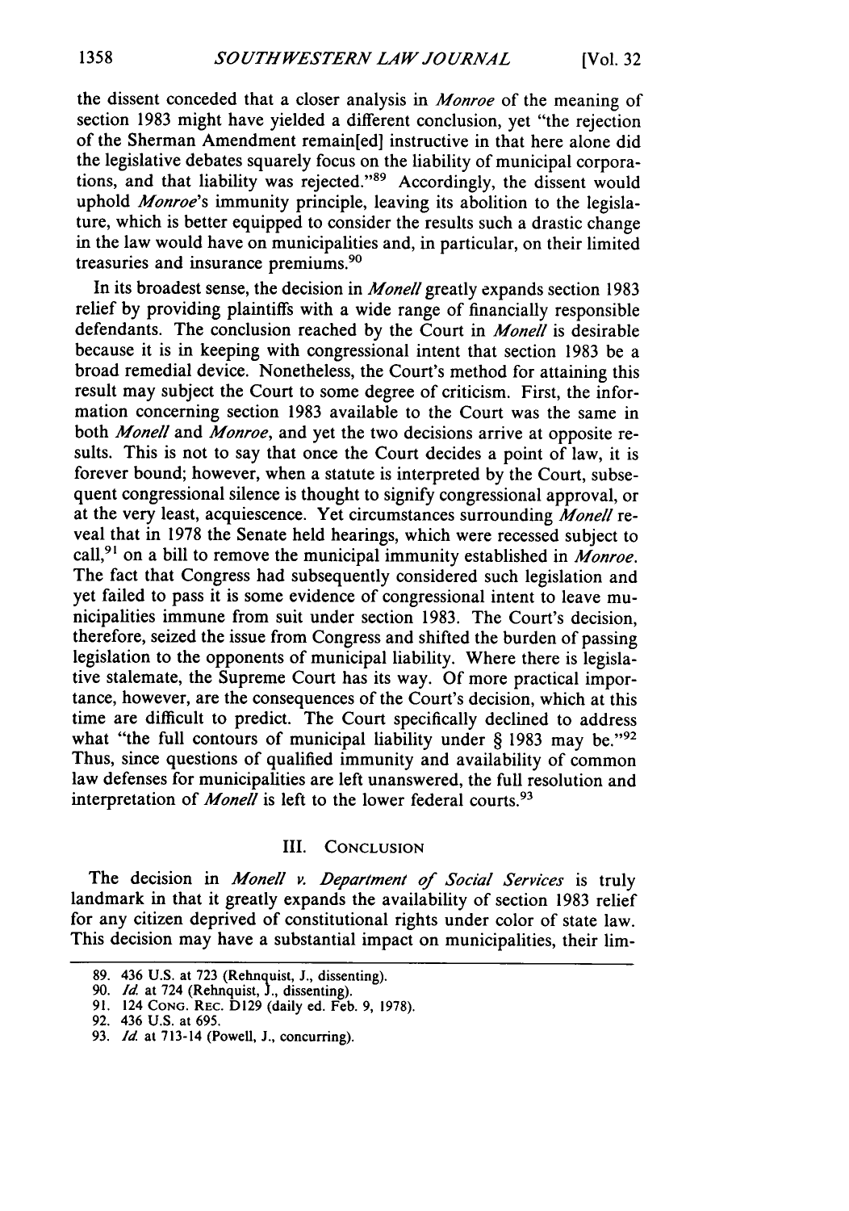the dissent conceded that a closer analysis in *Monroe* of the meaning of section 1983 might have yielded a different conclusion, yet "the rejection of the Sherman Amendment remain[ed] instructive in that here alone did the legislative debates squarely focus on the liability of municipal corporations, and that liability was rejected."[89] Accordingly, the dissent would uphold *Monroe*'s immunity principle, leaving its abolition to the legislature, which is better equipped to consider the results such a drastic change in the law would have on municipalities and, in particular, on their limited treasuries and insurance premiums.[90]

In its broadest sense, the decision in *Monell* greatly expands section 1983 relief by providing plaintiffs with a wide range of financially responsible defendants. The conclusion reached by the Court in *Monell* is desirable because it is in keeping with congressional intent that section 1983 be a broad remedial device. Nonetheless, the Court's method for attaining this result may subject the Court to some degree of criticism. First, the information concerning section 1983 available to the Court was the same in both *Monell* and *Monroe*, and yet the two decisions arrive at opposite results. This is not to say that once the Court decides a point of law, it is forever bound; however, when a statute is interpreted by the Court, subsequent congressional silence is thought to signify congressional approval, or at the very least, acquiescence. Yet circumstances surrounding *Monell* reveal that in 1978 the Senate held hearings, which were recessed subject to call,[91] on a bill to remove the municipal immunity established in *Monroe*. The fact that Congress had subsequently considered such legislation and yet failed to pass it is some evidence of congressional intent to leave municipalities immune from suit under section 1983. The Court's decision, therefore, seized the issue from Congress and shifted the burden of passing legislation to the opponents of municipal liability. Where there is legislative stalemate, the Supreme Court has its way. Of more practical importance, however, are the consequences of the Court's decision, which at this time are difficult to predict. The Court specifically declined to address what "the full contours of municipal liability under § 1983 may be."[92] Thus, since questions of qualified immunity and availability of common law defenses for municipalities are left unanswered, the full resolution and interpretation of *Monell* is left to the lower federal courts.[93]

## III. Conclusion

The decision in *Monell v. Department of Social Services* is truly landmark in that it greatly expands the availability of section 1983 relief for any citizen deprived of constitutional rights under color of state law. This decision may have a substantial impact on municipalities, their lim-

---

89. 436 U.S. at 723 (Rehnquist, J., dissenting).
90. *Id.* at 724 (Rehnquist, J., dissenting).
91. 124 Cong. Rec. D129 (daily ed. Feb. 9, 1978).
92. 436 U.S. at 695.
93. *Id.* at 713-14 (Powell, J., concurring).